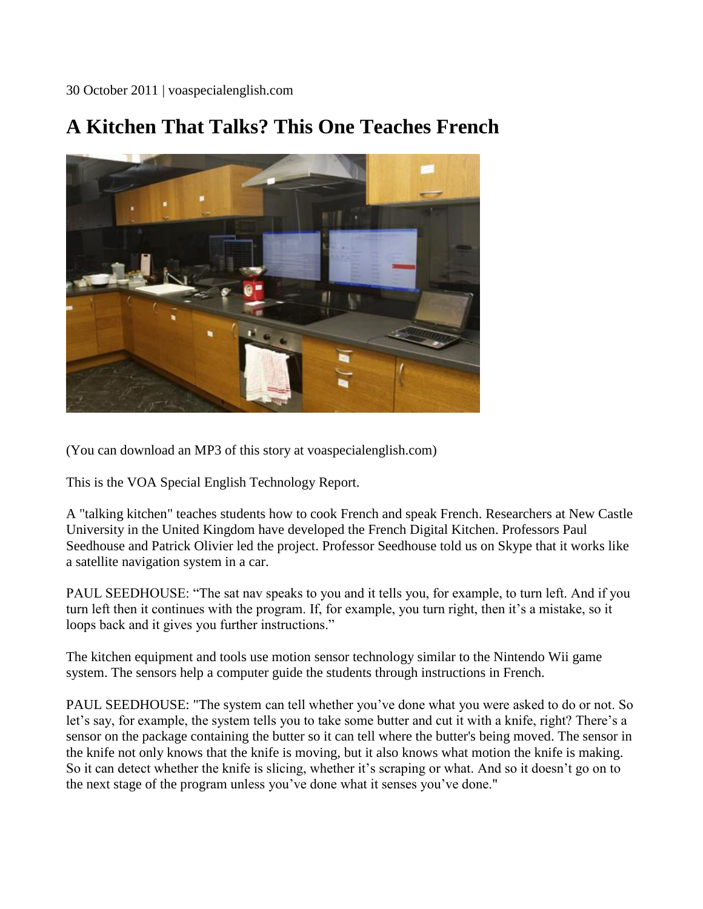30 October 2011 | voaspecialenglish.com

# A Kitchen That Talks? This One Teaches French

(You can download an MP3 of this story at voaspecialenglish.com)

This is the VOA Special English Technology Report.

A "talking kitchen" teaches students how to cook French and speak French. Researchers at New Castle University in the United Kingdom have developed the French Digital Kitchen. Professors Paul Seedhouse and Patrick Olivier led the project. Professor Seedhouse told us on Skype that it works like a satellite navigation system in a car.

PAUL SEEDHOUSE: "The sat nav speaks to you and it tells you, for example, to turn left. And if you turn left then it continues with the program. If, for example, you turn right, then it's a mistake, so it loops back and it gives you further instructions."

The kitchen equipment and tools use motion sensor technology similar to the Nintendo Wii game system. The sensors help a computer guide the students through instructions in French.

PAUL SEEDHOUSE: "The system can tell whether you've done what you were asked to do or not. So let's say, for example, the system tells you to take some butter and cut it with a knife, right? There's a sensor on the package containing the butter so it can tell where the butter's being moved. The sensor in the knife not only knows that the knife is moving, but it also knows what motion the knife is making. So it can detect whether the knife is slicing, whether it's scraping or what. And so it doesn't go on to the next stage of the program unless you've done what it senses you've done."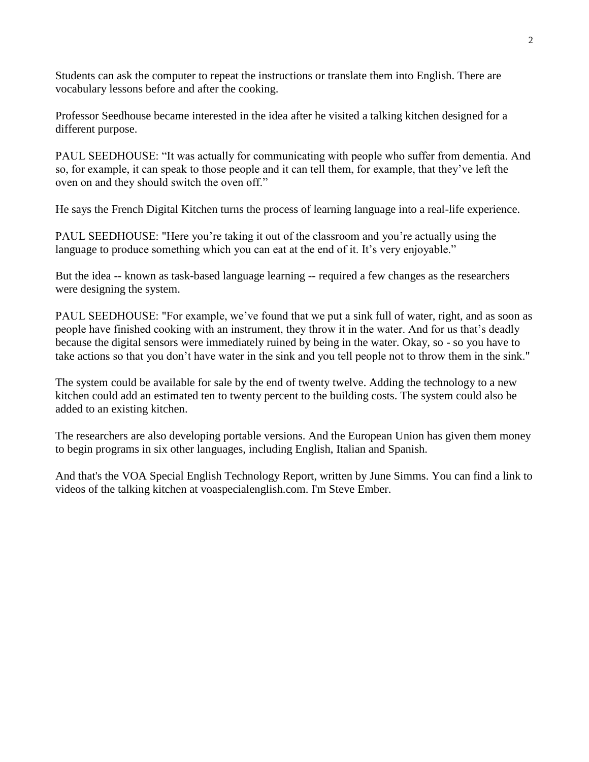Students can ask the computer to repeat the instructions or translate them into English. There are vocabulary lessons before and after the cooking.

Professor Seedhouse became interested in the idea after he visited a talking kitchen designed for a different purpose.

PAUL SEEDHOUSE: "It was actually for communicating with people who suffer from dementia. And so, for example, it can speak to those people and it can tell them, for example, that they've left the oven on and they should switch the oven off."

He says the French Digital Kitchen turns the process of learning language into a real-life experience.

PAUL SEEDHOUSE: "Here you're taking it out of the classroom and you're actually using the language to produce something which you can eat at the end of it. It's very enjoyable."

But the idea -- known as task-based language learning -- required a few changes as the researchers were designing the system.

PAUL SEEDHOUSE: "For example, we've found that we put a sink full of water, right, and as soon as people have finished cooking with an instrument, they throw it in the water. And for us that's deadly because the digital sensors were immediately ruined by being in the water. Okay, so - so you have to take actions so that you don't have water in the sink and you tell people not to throw them in the sink."

The system could be available for sale by the end of twenty twelve. Adding the technology to a new kitchen could add an estimated ten to twenty percent to the building costs. The system could also be added to an existing kitchen.

The researchers are also developing portable versions. And the European Union has given them money to begin programs in six other languages, including English, Italian and Spanish.

And that's the VOA Special English Technology Report, written by June Simms. You can find a link to videos of the talking kitchen at voaspecialenglish.com. I'm Steve Ember.